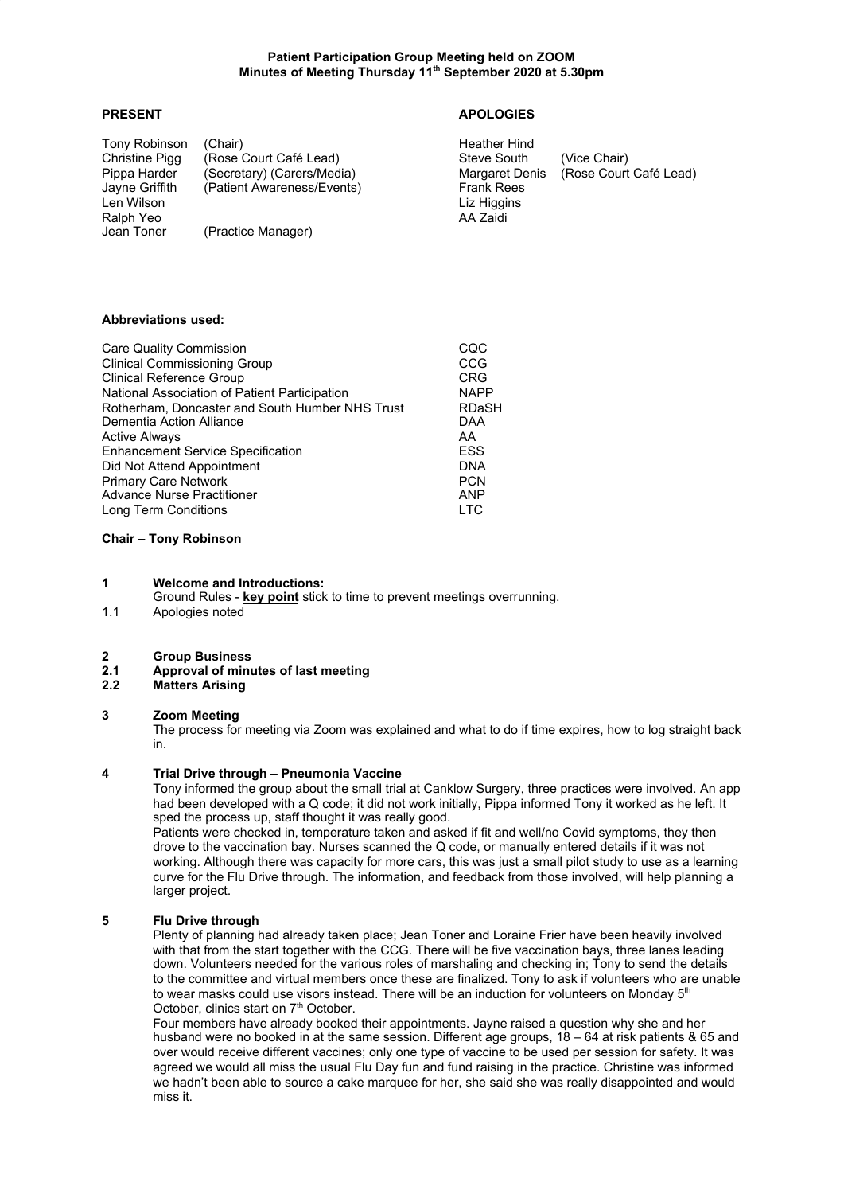# Patient Participation Group Meeting held on ZOOM
## Minutes of Meeting Thursday 11th September 2020 at 5.30pm

**PRESENT**

| | |
|---|---|
| Tony Robinson | (Chair) |
| Christine Pigg | (Rose Court Café Lead) |
| Pippa Harder | (Secretary) (Carers/Media) |
| Jayne Griffith | (Patient Awareness/Events) |
| Len Wilson | |
| Ralph Yeo | |
| Jean Toner | (Practice Manager) |

**APOLOGIES**

| | |
|---|---|
| Heather Hind | |
| Steve South | (Vice Chair) |
| Margaret Denis | (Rose Court Café Lead) |
| Frank Rees | |
| Liz Higgins | |
| AA Zaidi | |

**Abbreviations used:**

| | |
|---|---|
| Care Quality Commission | CQC |
| Clinical Commissioning Group | CCG |
| Clinical Reference Group | CRG |
| National Association of Patient Participation | NAPP |
| Rotherham, Doncaster and South Humber NHS Trust | RDaSH |
| Dementia Action Alliance | DAA |
| Active Always | AA |
| Enhancement Service Specification | ESS |
| Did Not Attend Appointment | DNA |
| Primary Care Network | PCN |
| Advance Nurse Practitioner | ANP |
| Long Term Conditions | LTC |

**Chair – Tony Robinson**

**1 Welcome and Introductions:**

Ground Rules - **key point** stick to time to prevent meetings overrunning.

1.1 Apologies noted

**2 Group Business**

**2.1 Approval of minutes of last meeting**

**2.2 Matters Arising**

**3 Zoom Meeting**

The process for meeting via Zoom was explained and what to do if time expires, how to log straight back in.

**4 Trial Drive through – Pneumonia Vaccine**

Tony informed the group about the small trial at Canklow Surgery, three practices were involved. An app had been developed with a Q code; it did not work initially, Pippa informed Tony it worked as he left. It sped the process up, staff thought it was really good.

Patients were checked in, temperature taken and asked if fit and well/no Covid symptoms, they then drove to the vaccination bay. Nurses scanned the Q code, or manually entered details if it was not working. Although there was capacity for more cars, this was just a small pilot study to use as a learning curve for the Flu Drive through. The information, and feedback from those involved, will help planning a larger project.

**5 Flu Drive through**

Plenty of planning had already taken place; Jean Toner and Loraine Frier have been heavily involved with that from the start together with the CCG. There will be five vaccination bays, three lanes leading down. Volunteers needed for the various roles of marshaling and checking in; Tony to send the details to the committee and virtual members once these are finalized. Tony to ask if volunteers who are unable to wear masks could use visors instead. There will be an induction for volunteers on Monday 5th October, clinics start on 7th October.

Four members have already booked their appointments. Jayne raised a question why she and her husband were no booked in at the same session. Different age groups, 18 – 64 at risk patients & 65 and over would receive different vaccines; only one type of vaccine to be used per session for safety. It was agreed we would all miss the usual Flu Day fun and fund raising in the practice. Christine was informed we hadn't been able to source a cake marquee for her, she said she was really disappointed and would miss it.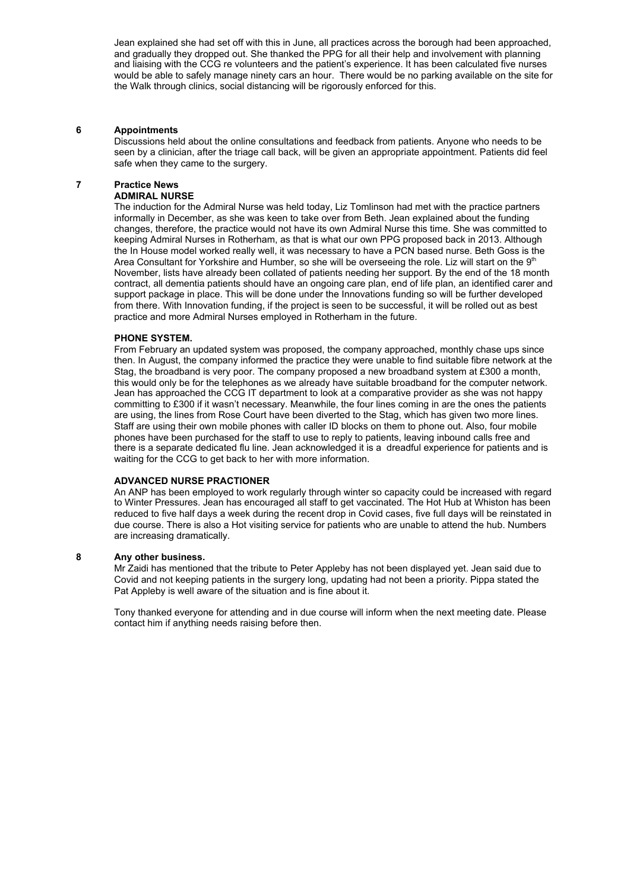Jean explained she had set off with this in June, all practices across the borough had been approached, and gradually they dropped out. She thanked the PPG for all their help and involvement with planning and liaising with the CCG re volunteers and the patient's experience. It has been calculated five nurses would be able to safely manage ninety cars an hour. There would be no parking available on the site for the Walk through clinics, social distancing will be rigorously enforced for this.

**6 Appointments**

Discussions held about the online consultations and feedback from patients. Anyone who needs to be seen by a clinician, after the triage call back, will be given an appropriate appointment. Patients did feel safe when they came to the surgery.

**7 Practice News**

**ADMIRAL NURSE**

The induction for the Admiral Nurse was held today, Liz Tomlinson had met with the practice partners informally in December, as she was keen to take over from Beth. Jean explained about the funding changes, therefore, the practice would not have its own Admiral Nurse this time. She was committed to keeping Admiral Nurses in Rotherham, as that is what our own PPG proposed back in 2013. Although the In House model worked really well, it was necessary to have a PCN based nurse. Beth Goss is the Area Consultant for Yorkshire and Humber, so she will be overseeing the role. Liz will start on the 9th November, lists have already been collated of patients needing her support. By the end of the 18 month contract, all dementia patients should have an ongoing care plan, end of life plan, an identified carer and support package in place. This will be done under the Innovations funding so will be further developed from there. With Innovation funding, if the project is seen to be successful, it will be rolled out as best practice and more Admiral Nurses employed in Rotherham in the future.

**PHONE SYSTEM.**

From February an updated system was proposed, the company approached, monthly chase ups since then. In August, the company informed the practice they were unable to find suitable fibre network at the Stag, the broadband is very poor. The company proposed a new broadband system at £300 a month, this would only be for the telephones as we already have suitable broadband for the computer network. Jean has approached the CCG IT department to look at a comparative provider as she was not happy committing to £300 if it wasn't necessary. Meanwhile, the four lines coming in are the ones the patients are using, the lines from Rose Court have been diverted to the Stag, which has given two more lines. Staff are using their own mobile phones with caller ID blocks on them to phone out. Also, four mobile phones have been purchased for the staff to use to reply to patients, leaving inbound calls free and there is a separate dedicated flu line. Jean acknowledged it is a dreadful experience for patients and is waiting for the CCG to get back to her with more information.

**ADVANCED NURSE PRACTIONER**

An ANP has been employed to work regularly through winter so capacity could be increased with regard to Winter Pressures. Jean has encouraged all staff to get vaccinated. The Hot Hub at Whiston has been reduced to five half days a week during the recent drop in Covid cases, five full days will be reinstated in due course. There is also a Hot visiting service for patients who are unable to attend the hub. Numbers are increasing dramatically.

**8 Any other business.**

Mr Zaidi has mentioned that the tribute to Peter Appleby has not been displayed yet. Jean said due to Covid and not keeping patients in the surgery long, updating had not been a priority. Pippa stated the Pat Appleby is well aware of the situation and is fine about it.

Tony thanked everyone for attending and in due course will inform when the next meeting date. Please contact him if anything needs raising before then.